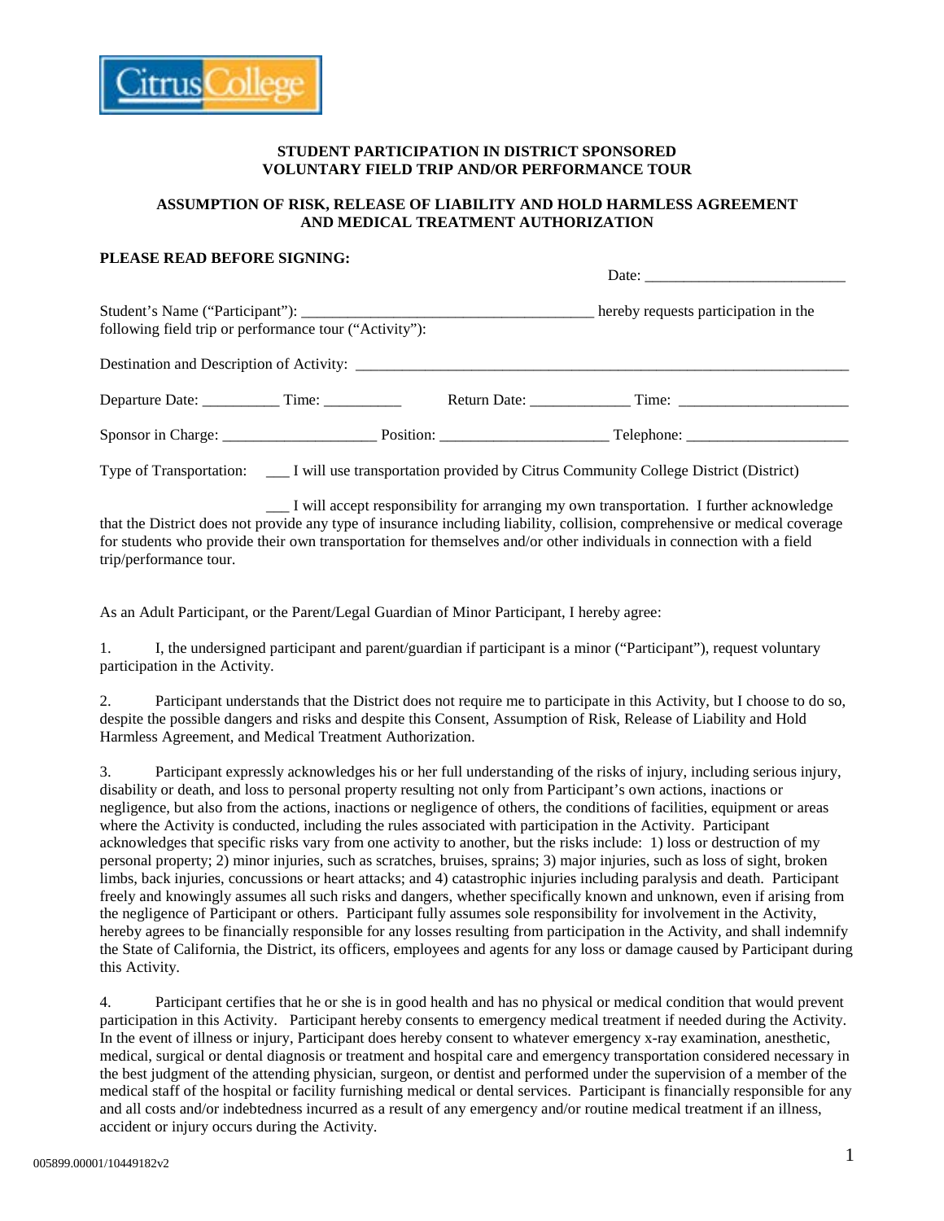**STUDENT PARTICIPATION IN DISTRICT SPONSORED VOLUNTARY FIELD TRIP AND/OR PERFORMANCE TOUR**

**ASSUMPTION OF RISK, RELEASE OF LIABILITY AND HOLD HARMLESS AGREEMENT AND MEDICAL TREATMENT AUTHORIZATION**

**PLEASE READ BEFORE SIGNING:**

Date: __________________________

Student's Name ("Participant"): ______________________________________ hereby requests participation in the following field trip or performance tour ("Activity"):

Destination and Description of Activity: _________________________________________________________________

Departure Date: __________ Time: __________ Return Date: _____________ Time: ______________________

Sponsor in Charge: ____________________ Position: ______________________ Telephone: ______________________

Type of Transportation: ___ I will use transportation provided by Citrus Community College District (District)

___ I will accept responsibility for arranging my own transportation. I further acknowledge that the District does not provide any type of insurance including liability, collision, comprehensive or medical coverage for students who provide their own transportation for themselves and/or other individuals in connection with a field trip/performance tour.

As an Adult Participant, or the Parent/Legal Guardian of Minor Participant, I hereby agree:

1. I, the undersigned participant and parent/guardian if participant is a minor ("Participant"), request voluntary participation in the Activity.

2. Participant understands that the District does not require me to participate in this Activity, but I choose to do so, despite the possible dangers and risks and despite this Consent, Assumption of Risk, Release of Liability and Hold Harmless Agreement, and Medical Treatment Authorization.

3. Participant expressly acknowledges his or her full understanding of the risks of injury, including serious injury, disability or death, and loss to personal property resulting not only from Participant's own actions, inactions or negligence, but also from the actions, inactions or negligence of others, the conditions of facilities, equipment or areas where the Activity is conducted, including the rules associated with participation in the Activity. Participant acknowledges that specific risks vary from one activity to another, but the risks include: 1) loss or destruction of my personal property; 2) minor injuries, such as scratches, bruises, sprains; 3) major injuries, such as loss of sight, broken limbs, back injuries, concussions or heart attacks; and 4) catastrophic injuries including paralysis and death. Participant freely and knowingly assumes all such risks and dangers, whether specifically known and unknown, even if arising from the negligence of Participant or others. Participant fully assumes sole responsibility for involvement in the Activity, hereby agrees to be financially responsible for any losses resulting from participation in the Activity, and shall indemnify the State of California, the District, its officers, employees and agents for any loss or damage caused by Participant during this Activity.

4. Participant certifies that he or she is in good health and has no physical or medical condition that would prevent participation in this Activity. Participant hereby consents to emergency medical treatment if needed during the Activity. In the event of illness or injury, Participant does hereby consent to whatever emergency x-ray examination, anesthetic, medical, surgical or dental diagnosis or treatment and hospital care and emergency transportation considered necessary in the best judgment of the attending physician, surgeon, or dentist and performed under the supervision of a member of the medical staff of the hospital or facility furnishing medical or dental services. Participant is financially responsible for any and all costs and/or indebtedness incurred as a result of any emergency and/or routine medical treatment if an illness, accident or injury occurs during the Activity.

005899.00001/10449182v2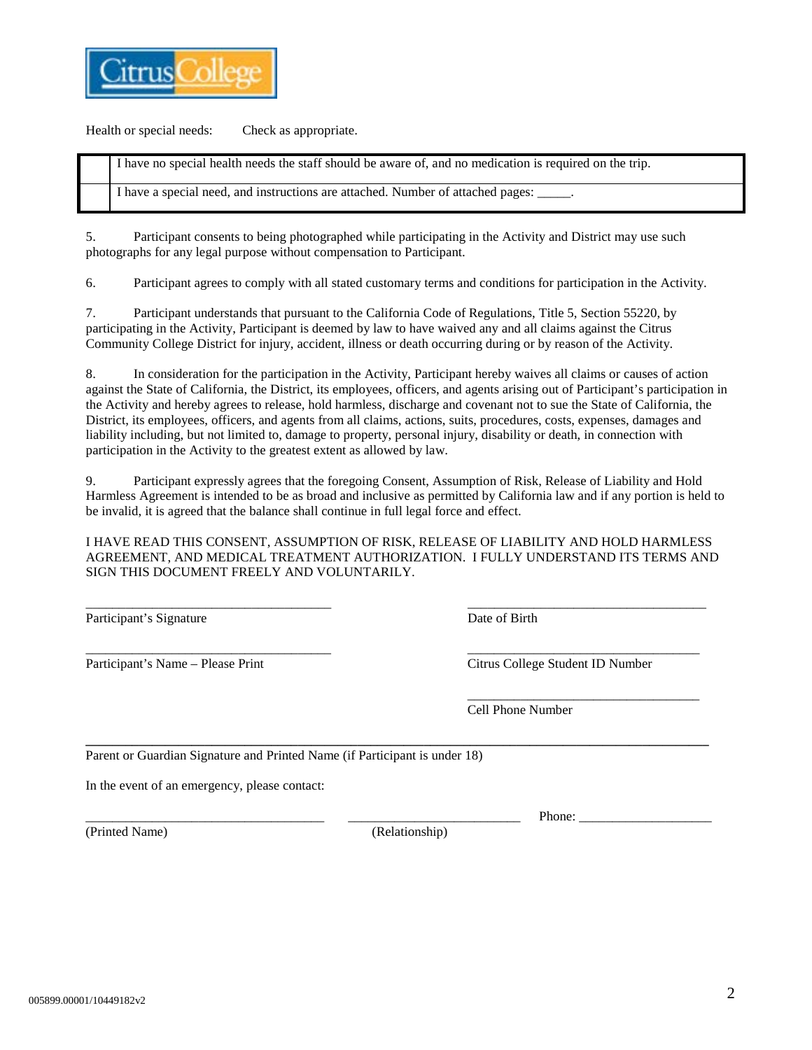Citrus College

Health or special needs:    Check as appropriate.

| | |
|---|---|
| | I have no special health needs the staff should be aware of, and no medication is required on the trip. |
| | I have a special need, and instructions are attached. Number of attached pages: _____. |

5. Participant consents to being photographed while participating in the Activity and District may use such photographs for any legal purpose without compensation to Participant.

6. Participant agrees to comply with all stated customary terms and conditions for participation in the Activity.

7. Participant understands that pursuant to the California Code of Regulations, Title 5, Section 55220, by participating in the Activity, Participant is deemed by law to have waived any and all claims against the Citrus Community College District for injury, accident, illness or death occurring during or by reason of the Activity.

8. In consideration for the participation in the Activity, Participant hereby waives all claims or causes of action against the State of California, the District, its employees, officers, and agents arising out of Participant's participation in the Activity and hereby agrees to release, hold harmless, discharge and covenant not to sue the State of California, the District, its employees, officers, and agents from all claims, actions, suits, procedures, costs, expenses, damages and liability including, but not limited to, damage to property, personal injury, disability or death, in connection with participation in the Activity to the greatest extent as allowed by law.

9. Participant expressly agrees that the foregoing Consent, Assumption of Risk, Release of Liability and Hold Harmless Agreement is intended to be as broad and inclusive as permitted by California law and if any portion is held to be invalid, it is agreed that the balance shall continue in full legal force and effect.

I HAVE READ THIS CONSENT, ASSUMPTION OF RISK, RELEASE OF LIABILITY AND HOLD HARMLESS AGREEMENT, AND MEDICAL TREATMENT AUTHORIZATION. I FULLY UNDERSTAND ITS TERMS AND SIGN THIS DOCUMENT FREELY AND VOLUNTARILY.

_____________________________________ _____________________________________

Participant's Signature Date of Birth

_____________________________________ _____________________________________

Participant's Name – Please Print Citrus College Student ID Number

_____________________________________

Cell Phone Number

_____________________________________________________________________________________

Parent or Guardian Signature and Printed Name (if Participant is under 18)

In the event of an emergency, please contact:

_____________________________________ __________________________ Phone: ____________________

(Printed Name) (Relationship)

005899.00001/10449182v2